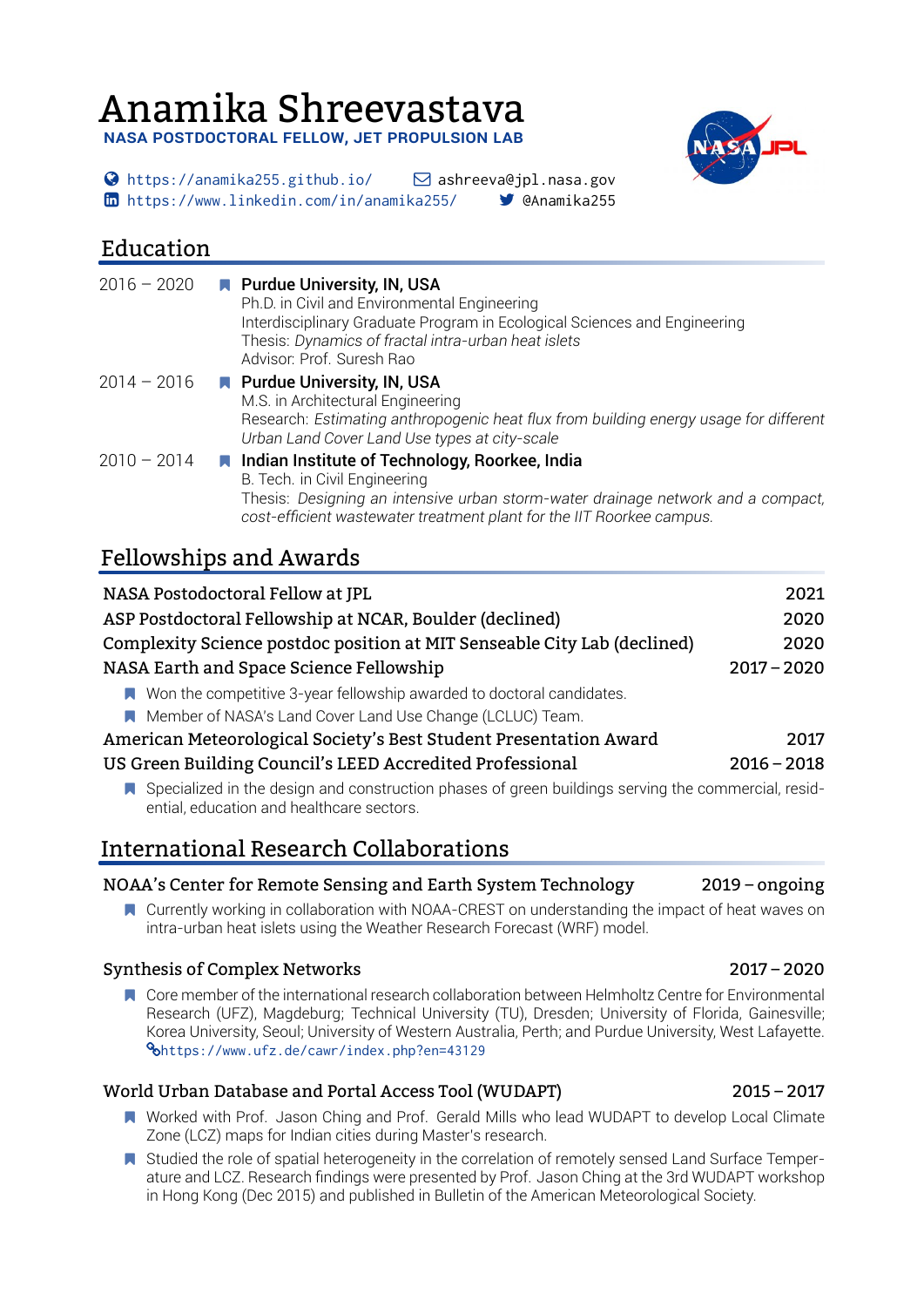# Anamika Shreevastava

**NASA POSTDOCTORAL FELLOW, JET PROPULSION LAB**

https://anamika255.github.io/ | ashreeva@jpl.nasa.gov
https://www.linkedin.com/in/anamika255/ | @Anamika255

## Education

**2016 – 2020** — **Purdue University, IN, USA**
Ph.D. in Civil and Environmental Engineering
Interdisciplinary Graduate Program in Ecological Sciences and Engineering
Thesis: *Dynamics of fractal intra-urban heat islets*
Advisor: Prof. Suresh Rao

**2014 – 2016** — **Purdue University, IN, USA**
M.S. in Architectural Engineering
Research: *Estimating anthropogenic heat flux from building energy usage for different Urban Land Cover Land Use types at city-scale*

**2010 – 2014** — **Indian Institute of Technology, Roorkee, India**
B. Tech. in Civil Engineering
Thesis: *Designing an intensive urban storm-water drainage network and a compact, cost-efficient wastewater treatment plant for the IIT Roorkee campus.*

## Fellowships and Awards

**NASA Postdoctoral Fellow at JPL** — 2021

**ASP Postdoctoral Fellowship at NCAR, Boulder (declined)** — 2020

**Complexity Science postdoc position at MIT Senseable City Lab (declined)** — 2020

**NASA Earth and Space Science Fellowship** — 2017 – 2020

- Won the competitive 3-year fellowship awarded to doctoral candidates.
- Member of NASA's Land Cover Land Use Change (LCLUC) Team.

**American Meteorological Society's Best Student Presentation Award** — 2017

**US Green Building Council's LEED Accredited Professional** — 2016 – 2018

- Specialized in the design and construction phases of green buildings serving the commercial, residential, education and healthcare sectors.

## International Research Collaborations

**NOAA's Center for Remote Sensing and Earth System Technology** — 2019 – ongoing

- Currently working in collaboration with NOAA-CREST on understanding the impact of heat waves on intra-urban heat islets using the Weather Research Forecast (WRF) model.

**Synthesis of Complex Networks** — 2017 – 2020

- Core member of the international research collaboration between Helmholtz Centre for Environmental Research (UFZ), Magdeburg; Technical University (TU), Dresden; University of Florida, Gainesville; Korea University, Seoul; University of Western Australia, Perth; and Purdue University, West Lafayette. https://www.ufz.de/cawr/index.php?en=43129

**World Urban Database and Portal Access Tool (WUDAPT)** — 2015 – 2017

- Worked with Prof. Jason Ching and Prof. Gerald Mills who lead WUDAPT to develop Local Climate Zone (LCZ) maps for Indian cities during Master's research.
- Studied the role of spatial heterogeneity in the correlation of remotely sensed Land Surface Temperature and LCZ. Research findings were presented by Prof. Jason Ching at the 3rd WUDAPT workshop in Hong Kong (Dec 2015) and published in Bulletin of the American Meteorological Society.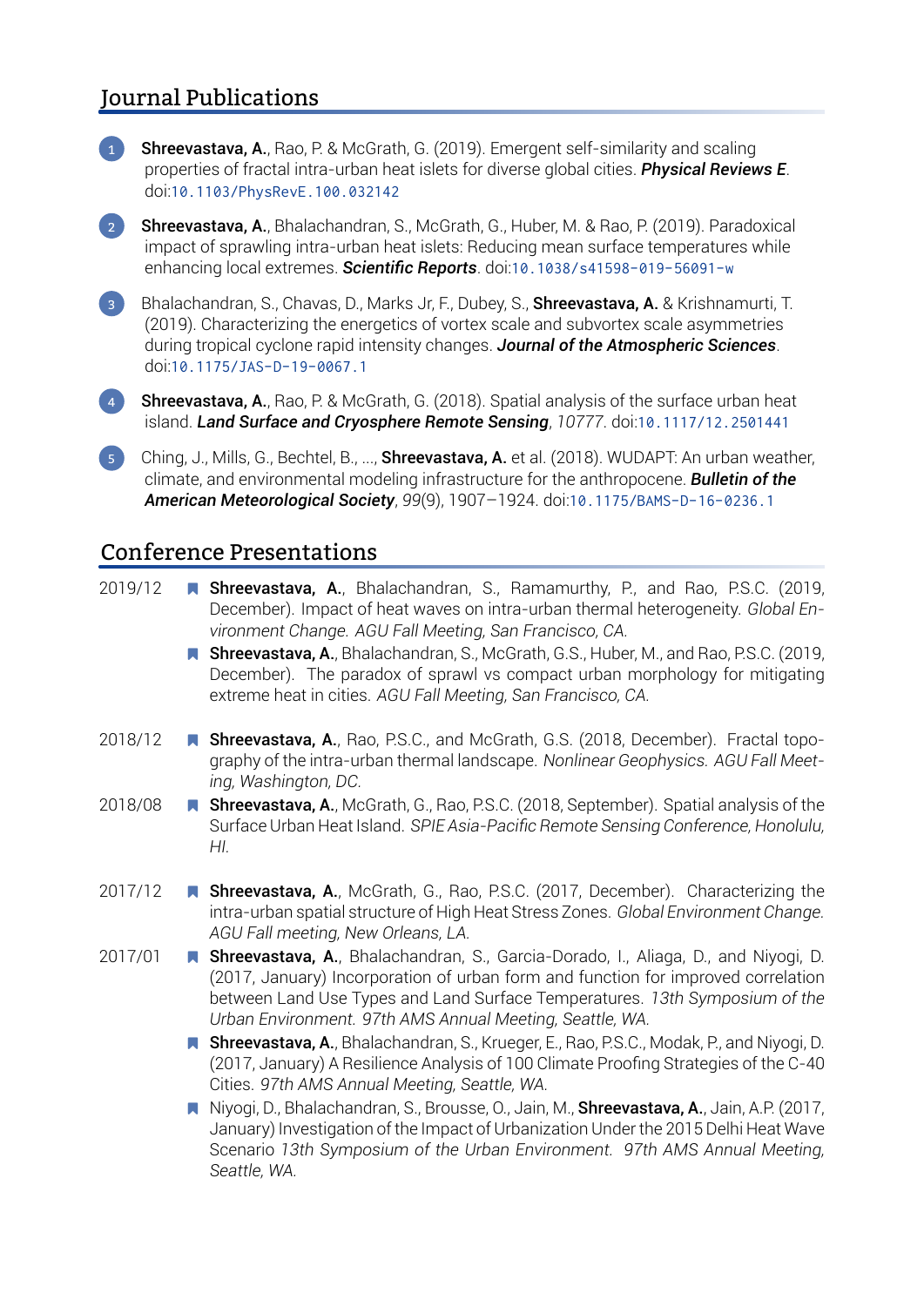## Journal Publications

1. **Shreevastava, A.**, Rao, P. & McGrath, G. (2019). Emergent self-similarity and scaling properties of fractal intra-urban heat islets for diverse global cities. ***Physical Reviews E***. doi:10.1103/PhysRevE.100.032142

2. **Shreevastava, A.**, Bhalachandran, S., McGrath, G., Huber, M. & Rao, P. (2019). Paradoxical impact of sprawling intra-urban heat islets: Reducing mean surface temperatures while enhancing local extremes. ***Scientific Reports***. doi:10.1038/s41598-019-56091-w

3. Bhalachandran, S., Chavas, D., Marks Jr, F., Dubey, S., **Shreevastava, A.** & Krishnamurti, T. (2019). Characterizing the energetics of vortex scale and subvortex scale asymmetries during tropical cyclone rapid intensity changes. ***Journal of the Atmospheric Sciences***. doi:10.1175/JAS-D-19-0067.1

4. **Shreevastava, A.**, Rao, P. & McGrath, G. (2018). Spatial analysis of the surface urban heat island. ***Land Surface and Cryosphere Remote Sensing***, *10777*. doi:10.1117/12.2501441

5. Ching, J., Mills, G., Bechtel, B., ..., **Shreevastava, A.** et al. (2018). WUDAPT: An urban weather, climate, and environmental modeling infrastructure for the anthropocene. ***Bulletin of the American Meteorological Society***, *99*(9), 1907–1924. doi:10.1175/BAMS-D-16-0236.1

## Conference Presentations

**2019/12**

- **Shreevastava, A.**, Bhalachandran, S., Ramamurthy, P., and Rao, P.S.C. (2019, December). Impact of heat waves on intra-urban thermal heterogeneity. *Global Environment Change. AGU Fall Meeting, San Francisco, CA.*
- **Shreevastava, A.**, Bhalachandran, S., McGrath, G.S., Huber, M., and Rao, P.S.C. (2019, December). The paradox of sprawl vs compact urban morphology for mitigating extreme heat in cities. *AGU Fall Meeting, San Francisco, CA.*

**2018/12**

- **Shreevastava, A.**, Rao, P.S.C., and McGrath, G.S. (2018, December). Fractal topography of the intra-urban thermal landscape. *Nonlinear Geophysics. AGU Fall Meeting, Washington, DC.*

**2018/08**

- **Shreevastava, A.**, McGrath, G., Rao, P.S.C. (2018, September). Spatial analysis of the Surface Urban Heat Island. *SPIE Asia-Pacific Remote Sensing Conference, Honolulu, HI.*

**2017/12**

- **Shreevastava, A.**, McGrath, G., Rao, P.S.C. (2017, December). Characterizing the intra-urban spatial structure of High Heat Stress Zones. *Global Environment Change. AGU Fall meeting, New Orleans, LA.*

**2017/01**

- **Shreevastava, A.**, Bhalachandran, S., Garcia-Dorado, I., Aliaga, D., and Niyogi, D. (2017, January) Incorporation of urban form and function for improved correlation between Land Use Types and Land Surface Temperatures. *13th Symposium of the Urban Environment. 97th AMS Annual Meeting, Seattle, WA.*
- **Shreevastava, A.**, Bhalachandran, S., Krueger, E., Rao, P.S.C., Modak, P., and Niyogi, D. (2017, January) A Resilience Analysis of 100 Climate Proofing Strategies of the C-40 Cities. *97th AMS Annual Meeting, Seattle, WA.*
- Niyogi, D., Bhalachandran, S., Brousse, O., Jain, M., **Shreevastava, A.**, Jain, A.P. (2017, January) Investigation of the Impact of Urbanization Under the 2015 Delhi Heat Wave Scenario *13th Symposium of the Urban Environment. 97th AMS Annual Meeting, Seattle, WA.*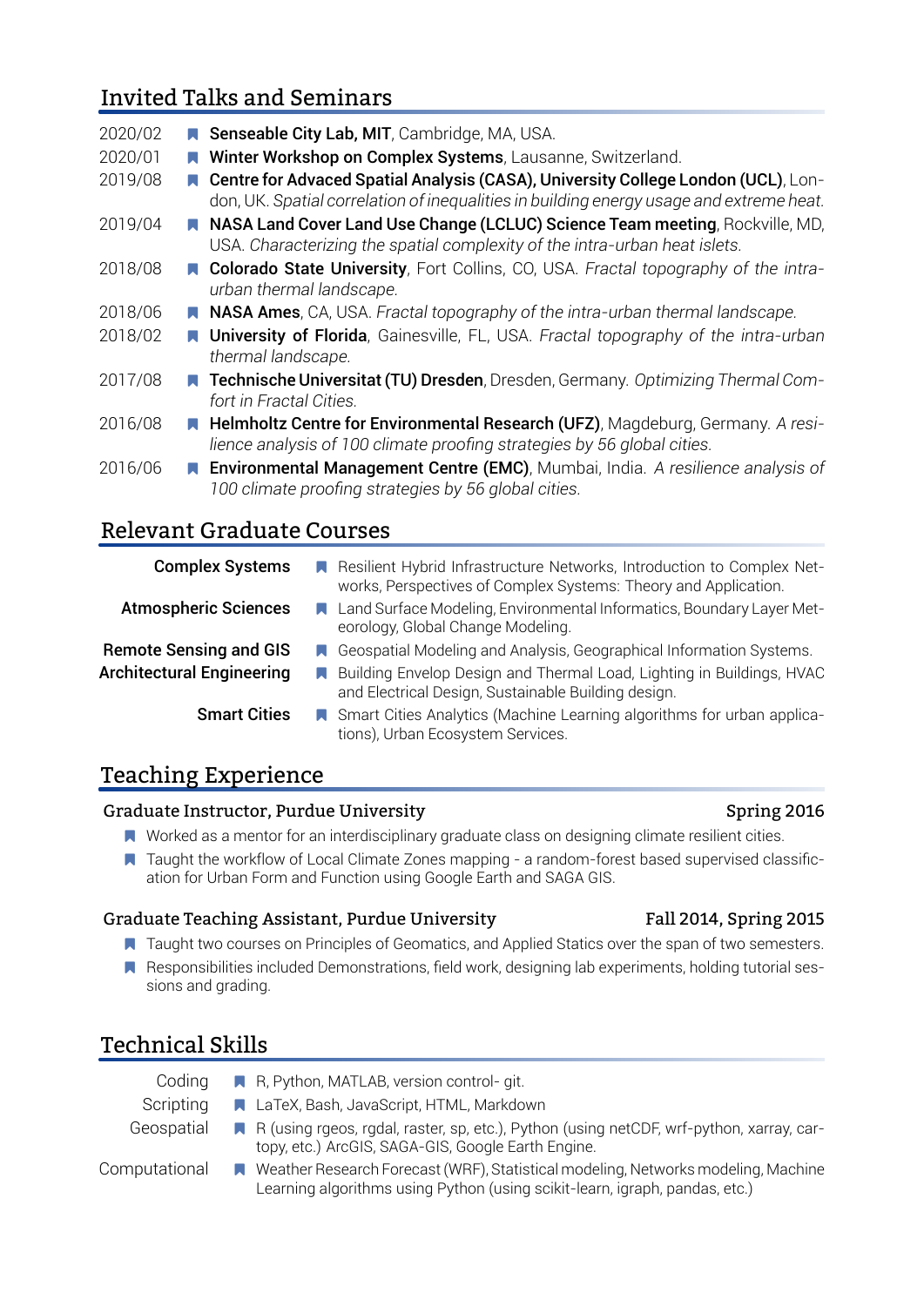## Invited Talks and Seminars

- 2020/02 — **Senseable City Lab, MIT**, Cambridge, MA, USA.
- 2020/01 — **Winter Workshop on Complex Systems**, Lausanne, Switzerland.
- 2019/08 — **Centre for Advaced Spatial Analysis (CASA), University College London (UCL)**, London, UK. *Spatial correlation of inequalities in building energy usage and extreme heat.*
- 2019/04 — **NASA Land Cover Land Use Change (LCLUC) Science Team meeting**, Rockville, MD, USA. *Characterizing the spatial complexity of the intra-urban heat islets.*
- 2018/08 — **Colorado State University**, Fort Collins, CO, USA. *Fractal topography of the intra-urban thermal landscape.*
- 2018/06 — **NASA Ames**, CA, USA. *Fractal topography of the intra-urban thermal landscape.*
- 2018/02 — **University of Florida**, Gainesville, FL, USA. *Fractal topography of the intra-urban thermal landscape.*
- 2017/08 — **Technische Universitat (TU) Dresden**, Dresden, Germany. *Optimizing Thermal Comfort in Fractal Cities.*
- 2016/08 — **Helmholtz Centre for Environmental Research (UFZ)**, Magdeburg, Germany. *A resilience analysis of 100 climate proofing strategies by 56 global cities.*
- 2016/06 — **Environmental Management Centre (EMC)**, Mumbai, India. *A resilience analysis of 100 climate proofing strategies by 56 global cities.*

## Relevant Graduate Courses

- **Complex Systems** — Resilient Hybrid Infrastructure Networks, Introduction to Complex Networks, Perspectives of Complex Systems: Theory and Application.
- **Atmospheric Sciences** — Land Surface Modeling, Environmental Informatics, Boundary Layer Meteorology, Global Change Modeling.
- **Remote Sensing and GIS** — Geospatial Modeling and Analysis, Geographical Information Systems.
- **Architectural Engineering** — Building Envelop Design and Thermal Load, Lighting in Buildings, HVAC and Electrical Design, Sustainable Building design.
- **Smart Cities** — Smart Cities Analytics (Machine Learning algorithms for urban applications), Urban Ecosystem Services.

## Teaching Experience

### Graduate Instructor, Purdue University — Spring 2016

- Worked as a mentor for an interdisciplinary graduate class on designing climate resilient cities.
- Taught the workflow of Local Climate Zones mapping - a random-forest based supervised classification for Urban Form and Function using Google Earth and SAGA GIS.

### Graduate Teaching Assistant, Purdue University — Fall 2014, Spring 2015

- Taught two courses on Principles of Geomatics, and Applied Statics over the span of two semesters.
- Responsibilities included Demonstrations, field work, designing lab experiments, holding tutorial sessions and grading.

## Technical Skills

- Coding — R, Python, MATLAB, version control- git.
- Scripting — LaTeX, Bash, JavaScript, HTML, Markdown
- Geospatial — R (using rgeos, rgdal, raster, sp, etc.), Python (using netCDF, wrf-python, xarray, cartopy, etc.) ArcGIS, SAGA-GIS, Google Earth Engine.
- Computational — Weather Research Forecast (WRF), Statistical modeling, Networks modeling, Machine Learning algorithms using Python (using scikit-learn, igraph, pandas, etc.)